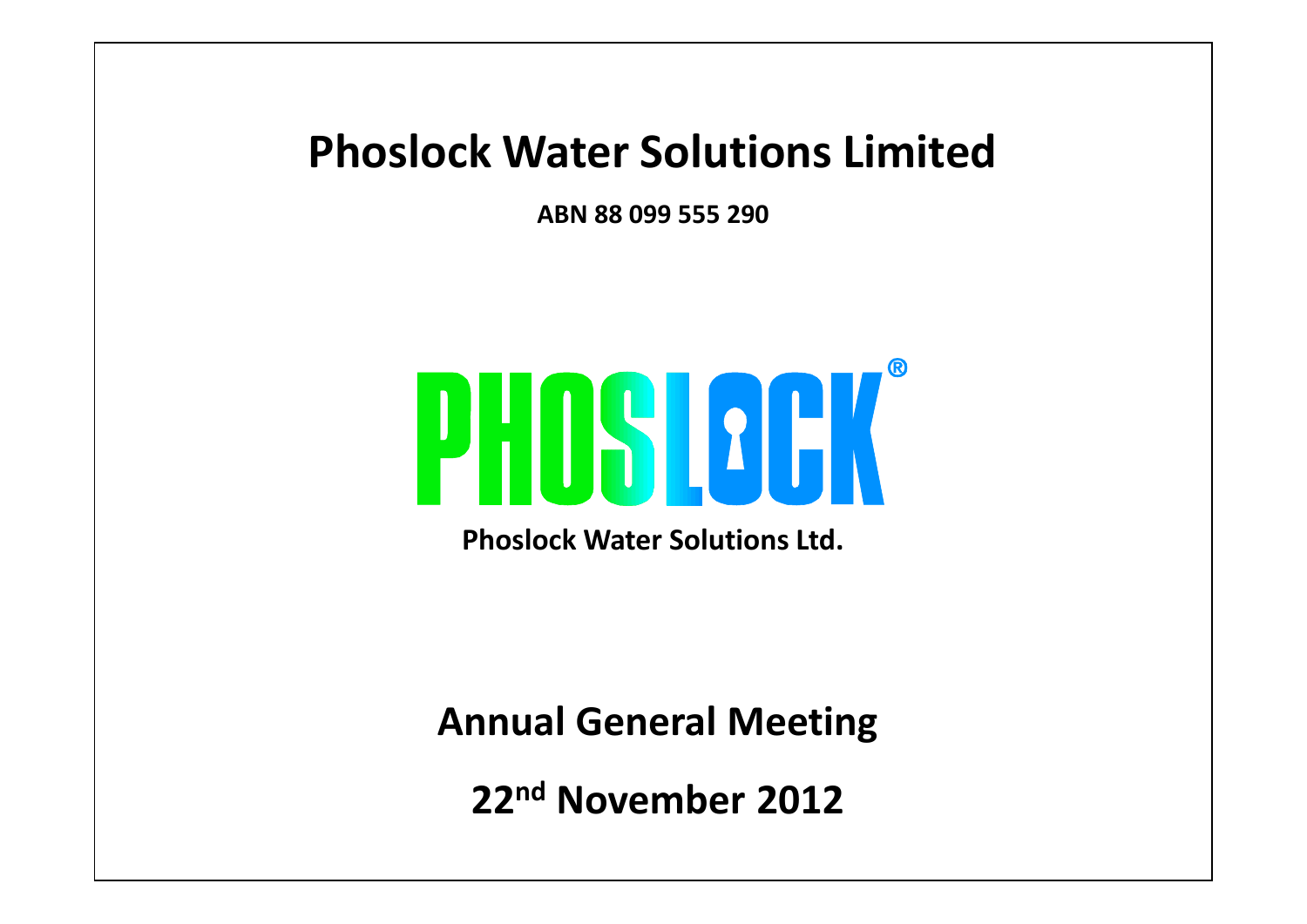# Phoslock Water Solutions Limited

**ABN 88 099 555 290**

PHOSLOCK®

**Phoslock Water Solutions Ltd.**

## Annual General Meeting

## 22nd November 2012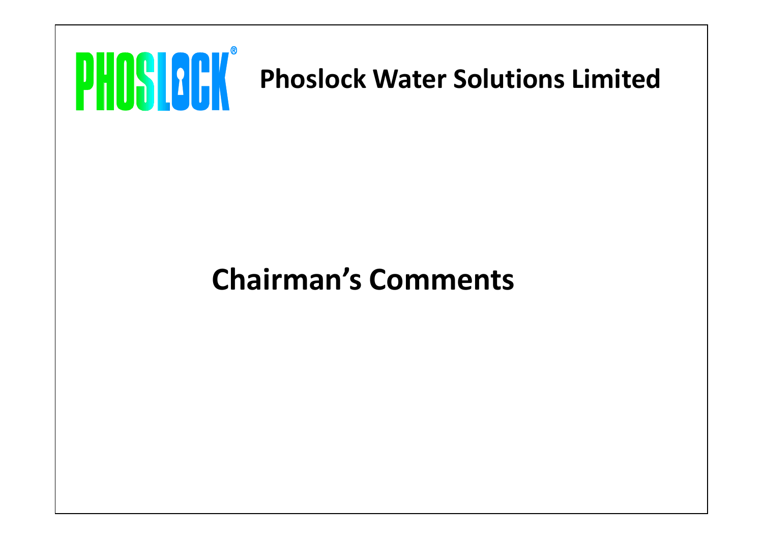PHOSLOCK® **Phoslock Water Solutions Limited**

# Chairman's Comments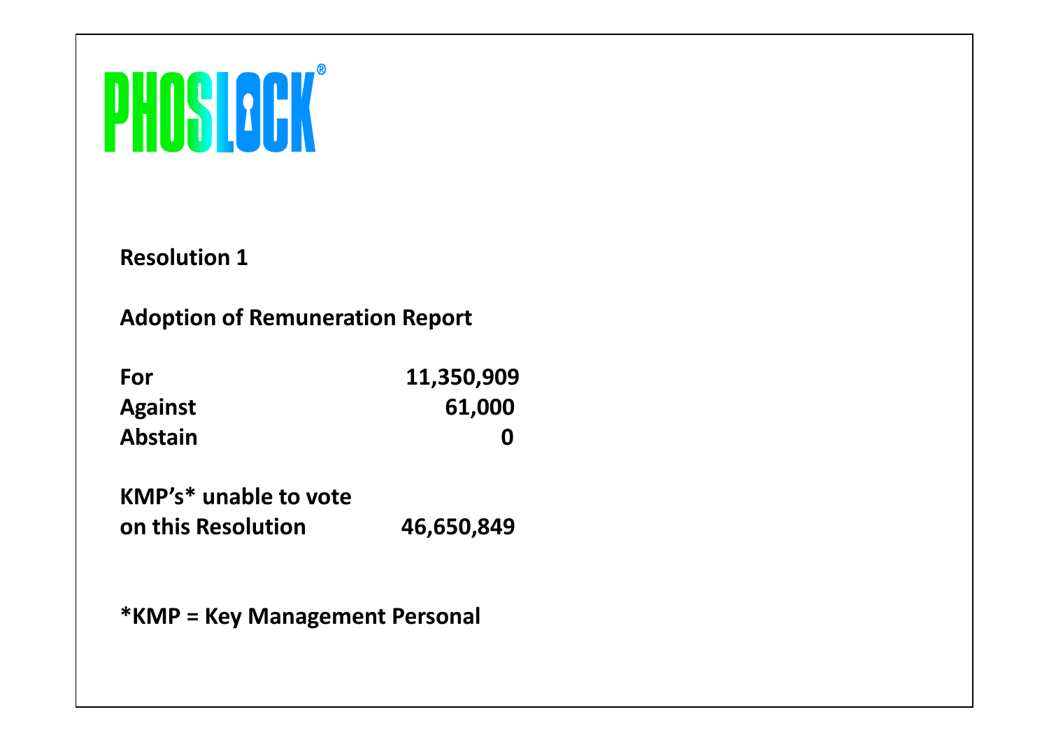PHOSLOCK®

**Resolution 1**

**Adoption of Remuneration Report**

| | |
|---|---:|
| **For** | **11,350,909** |
| **Against** | **61,000** |
| **Abstain** | **0** |

| | |
|---|---:|
| **KMP's* unable to vote on this Resolution** | **46,650,849** |

***KMP = Key Management Personal**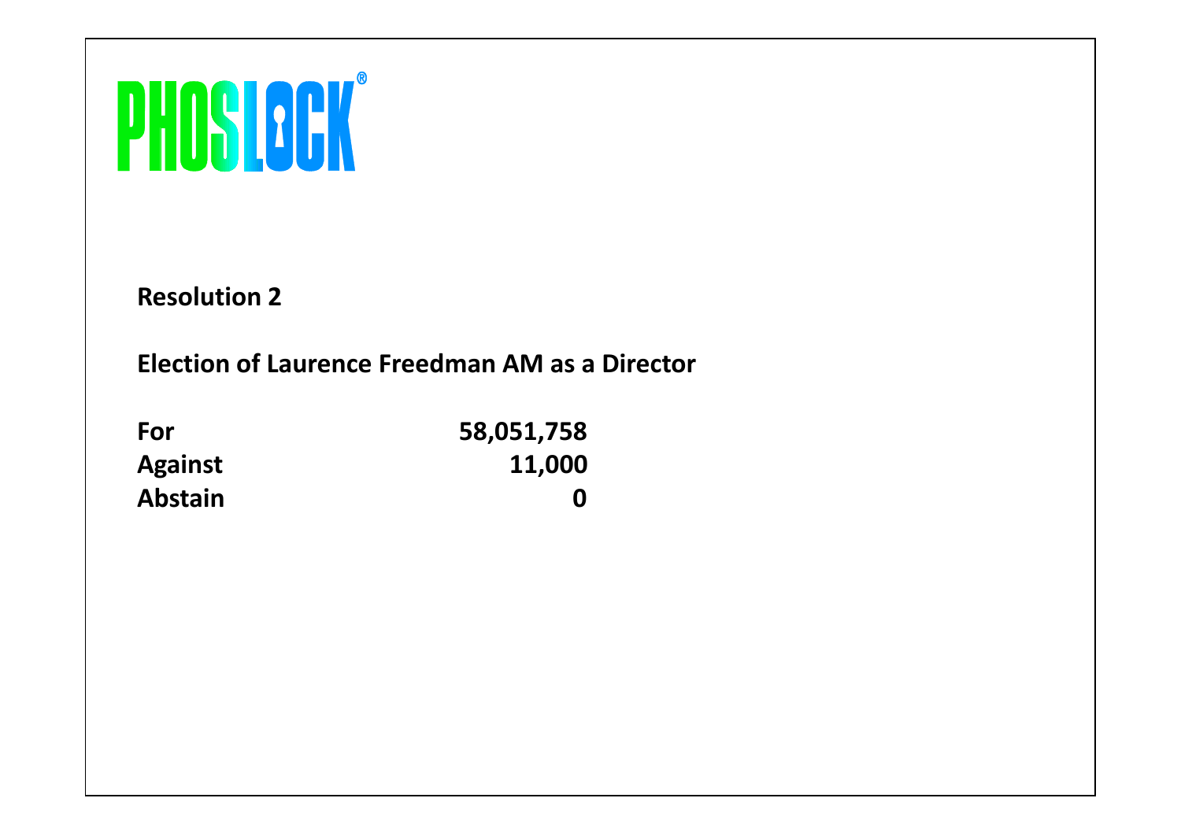PHOSLOCK®

**Resolution 2**

**Election of Laurence Freedman AM as a Director**

| | |
|---|---:|
| **For** | **58,051,758** |
| **Against** | **11,000** |
| **Abstain** | **0** |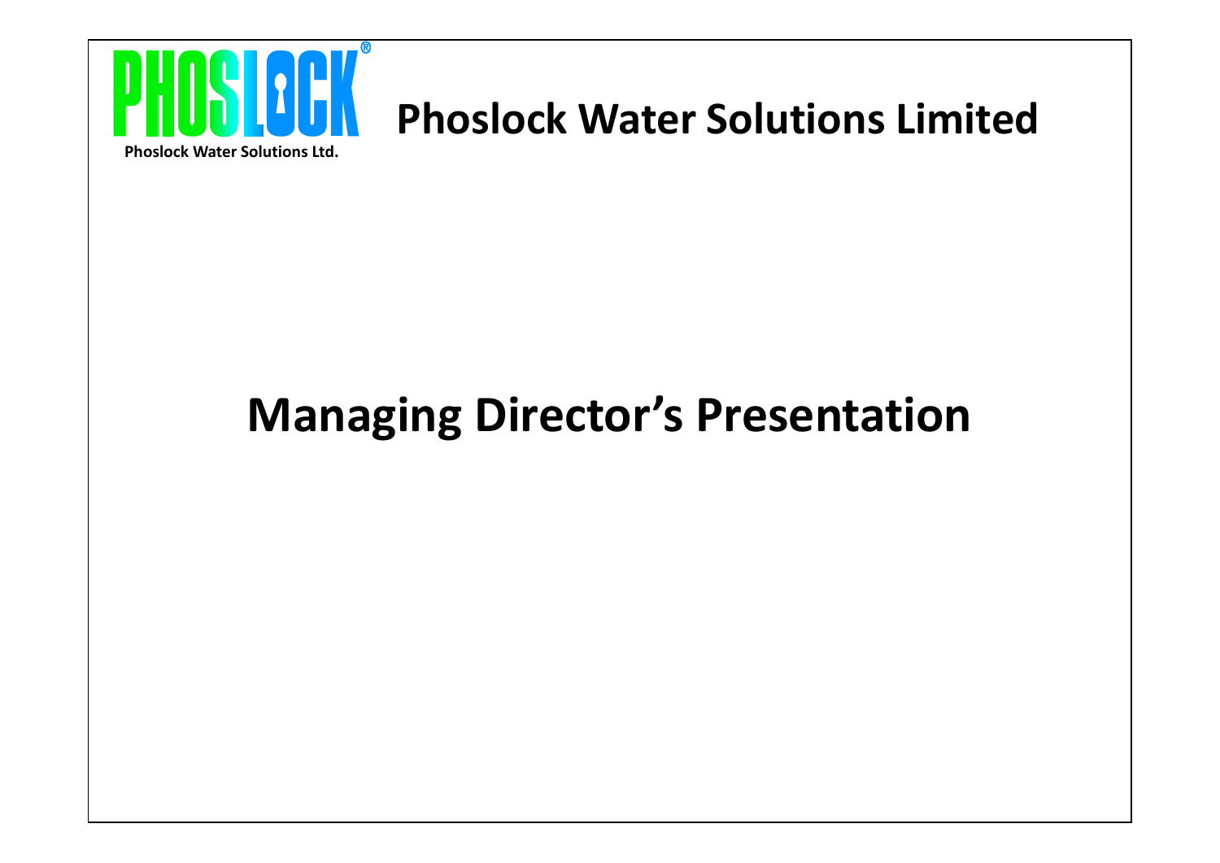PHOSLOCK®

Phoslock Water Solutions Ltd.

# Phoslock Water Solutions Limited

# Managing Director's Presentation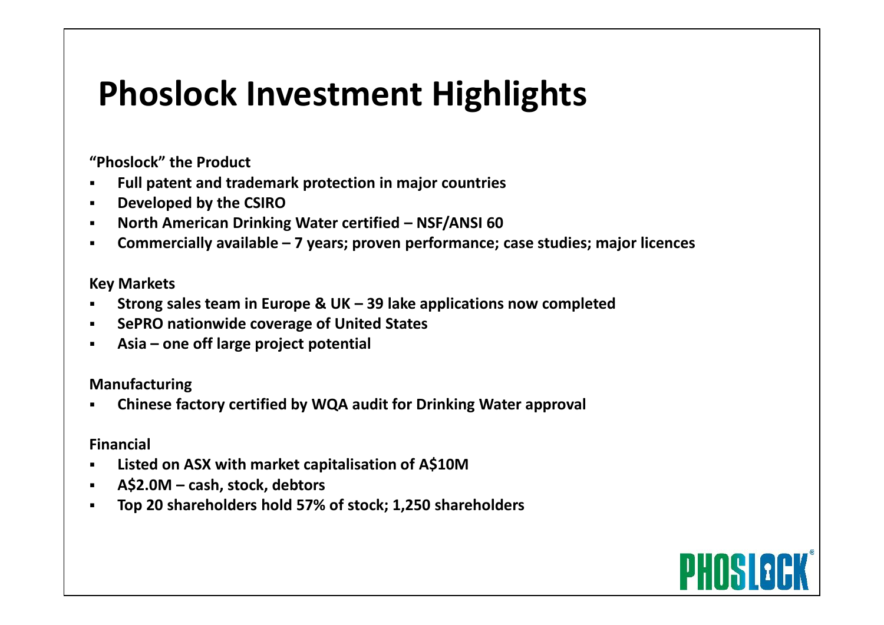# Phoslock Investment Highlights

**"Phoslock" the Product**

- **Full patent and trademark protection in major countries**
- **Developed by the CSIRO**
- **North American Drinking Water certified – NSF/ANSI 60**
- **Commercially available – 7 years; proven performance; case studies; major licences**

**Key Markets**

- **Strong sales team in Europe & UK – 39 lake applications now completed**
- **SePRO nationwide coverage of United States**
- **Asia – one off large project potential**

**Manufacturing**

- **Chinese factory certified by WQA audit for Drinking Water approval**

**Financial**

- **Listed on ASX with market capitalisation of A$10M**
- **A$2.0M – cash, stock, debtors**
- **Top 20 shareholders hold 57% of stock; 1,250 shareholders**

PHOSLOCK®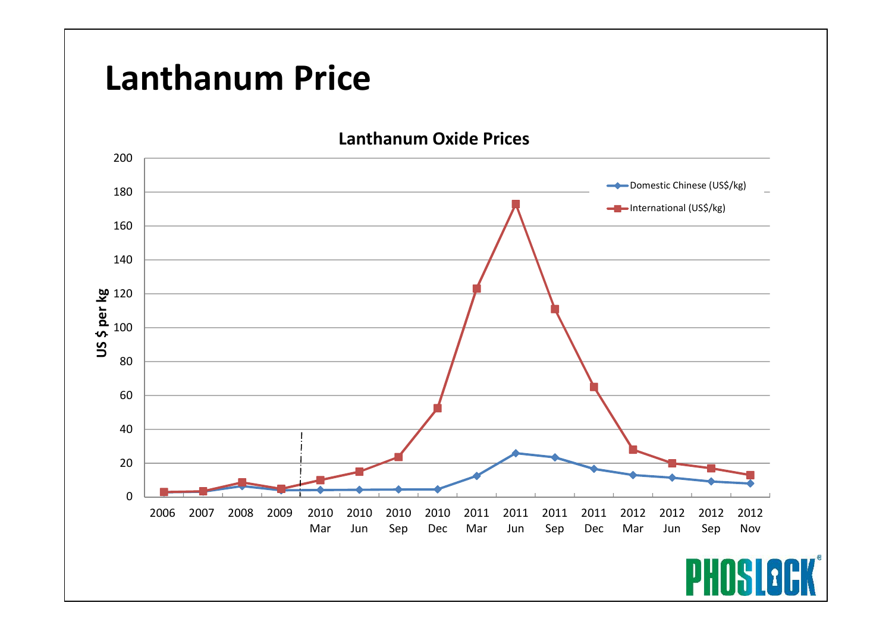# Lanthanum Price

**Lanthanum Oxide Prices**

US $ per kg

- Domestic Chinese (US$/kg)
- International (US$/kg)

2006 | 2007 | 2008 | 2009 | 2010 Mar | 2010 Jun | 2010 Sep | 2010 Dec | 2011 Mar | 2011 Jun | 2011 Sep | 2011 Dec | 2012 Mar | 2012 Jun | 2012 Sep | 2012 Nov

PHOSLOCK®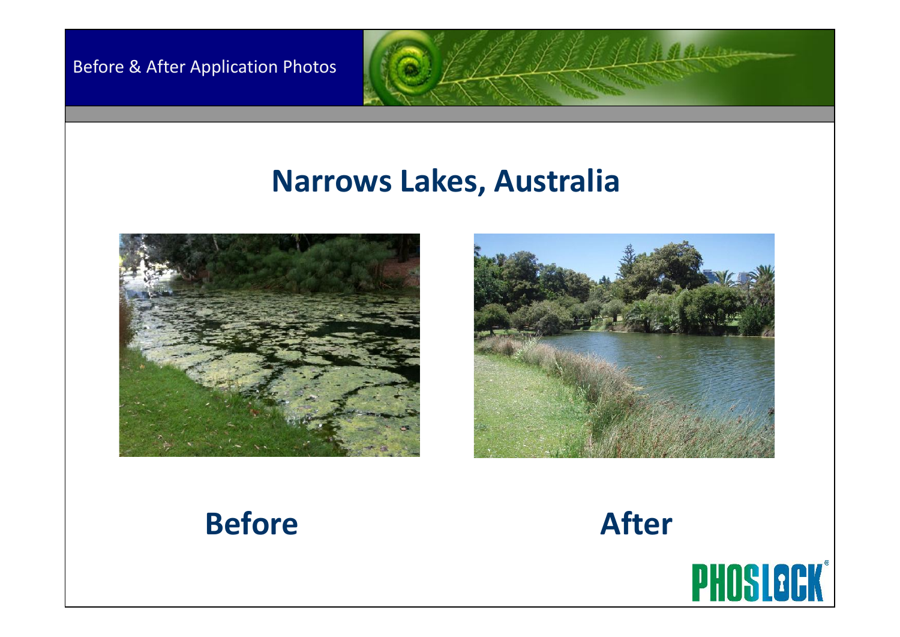Before & After Application Photos

# Narrows Lakes, Australia

**Before**

**After**

PHOSLOCK®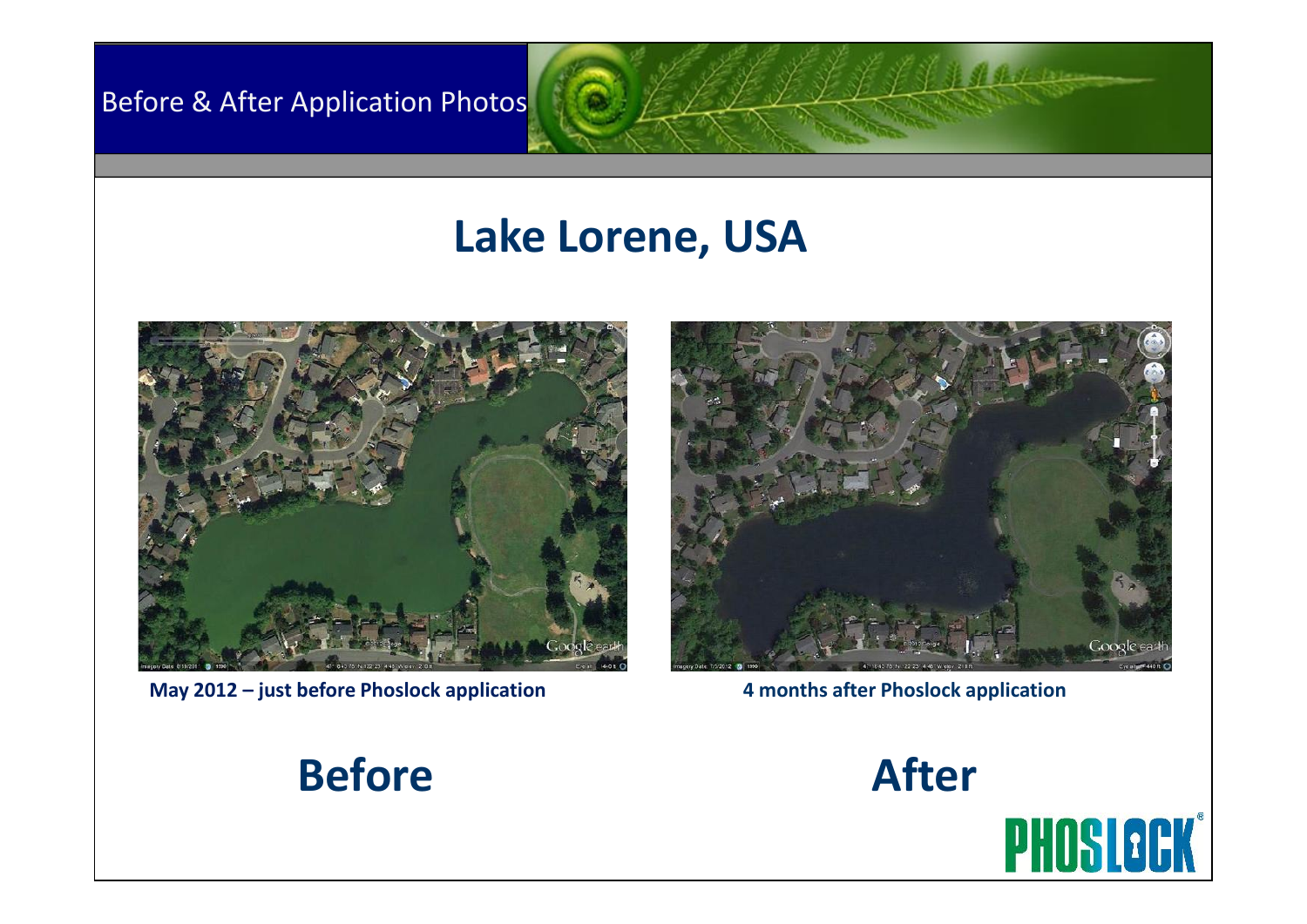Before & After Application Photos

# Lake Lorene, USA

**May 2012 – just before Phoslock application**

**4 months after Phoslock application**

## Before

## After

PHOSLOCK®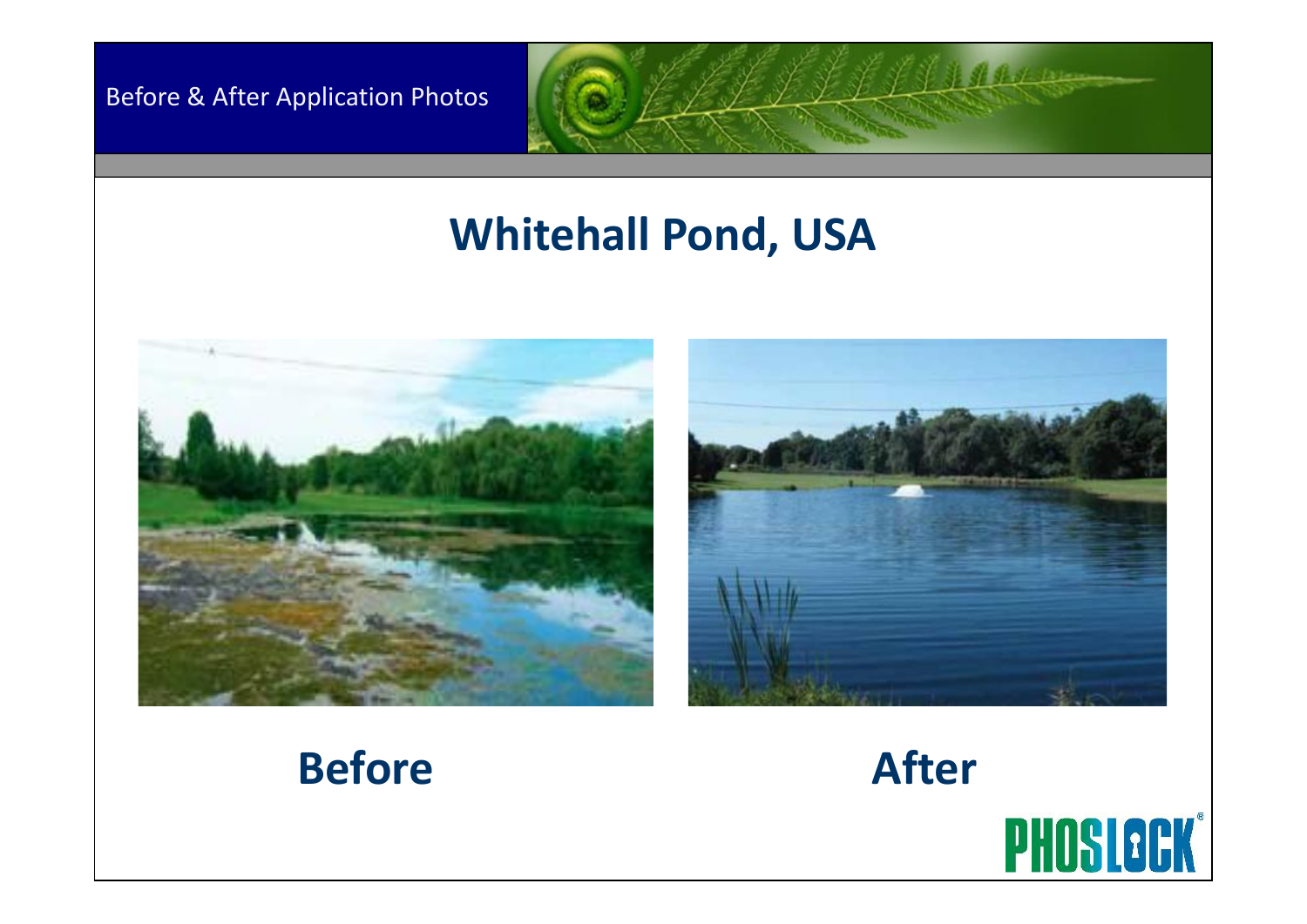Before & After Application Photos

# Whitehall Pond, USA

**Before**

**After**

PHOSLOCK®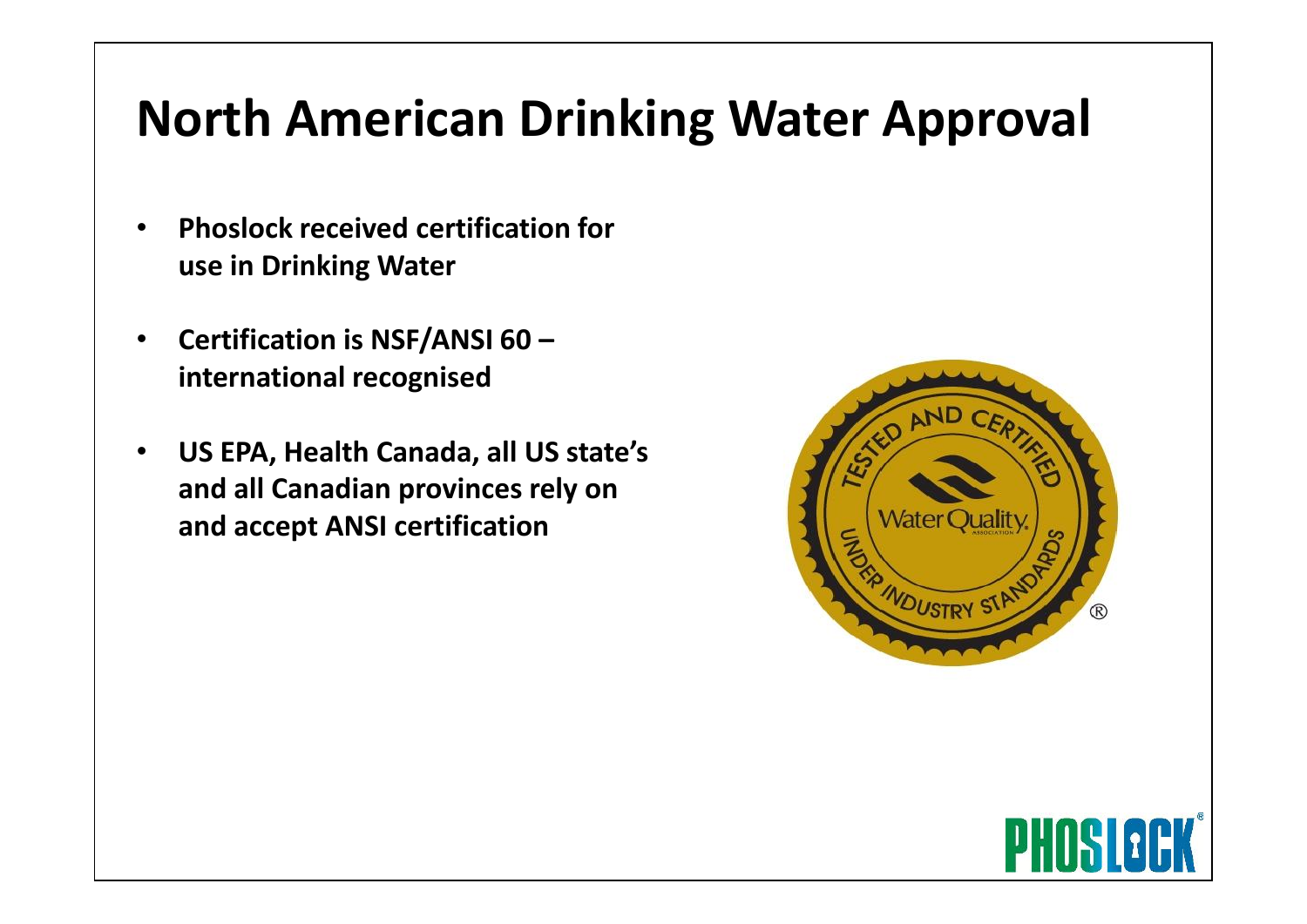# North American Drinking Water Approval

- **Phoslock received certification for use in Drinking Water**
- **Certification is NSF/ANSI 60 – international recognised**
- **US EPA, Health Canada, all US state's and all Canadian provinces rely on and accept ANSI certification**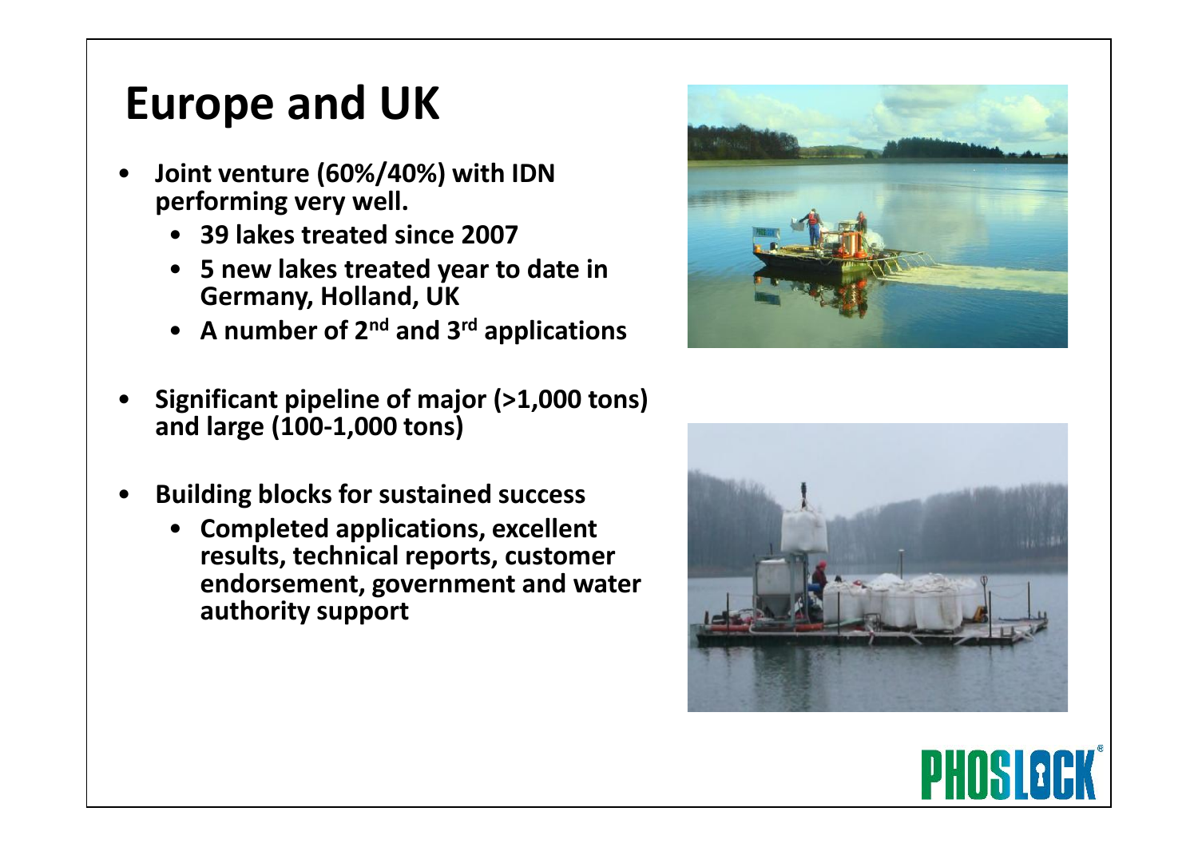# Europe and UK

- Joint venture (60%/40%) with IDN performing very well.
  - 39 lakes treated since 2007
  - 5 new lakes treated year to date in Germany, Holland, UK
  - A number of 2nd and 3rd applications
- Significant pipeline of major (>1,000 tons) and large (100-1,000 tons)
- Building blocks for sustained success
  - Completed applications, excellent results, technical reports, customer endorsement, government and water authority support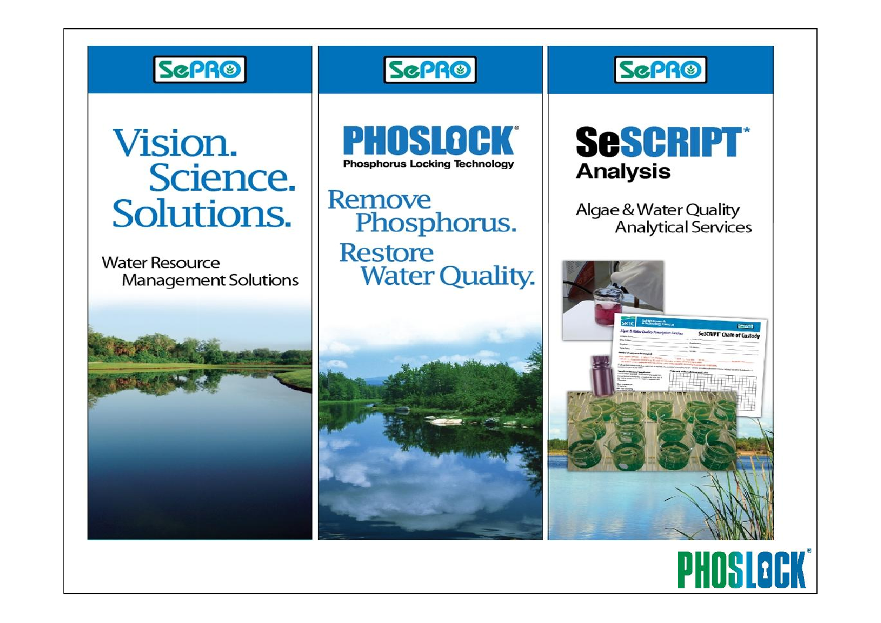SePRO

# Vision. Science. Solutions.

Water Resource Management Solutions

SePRO

# PHOSLOCK®

Phosphorus Locking Technology

Remove Phosphorus.
Restore Water Quality.

SePRO

# SeSCRIPT* Analysis

Algae & Water Quality Analytical Services

PHOSLOCK®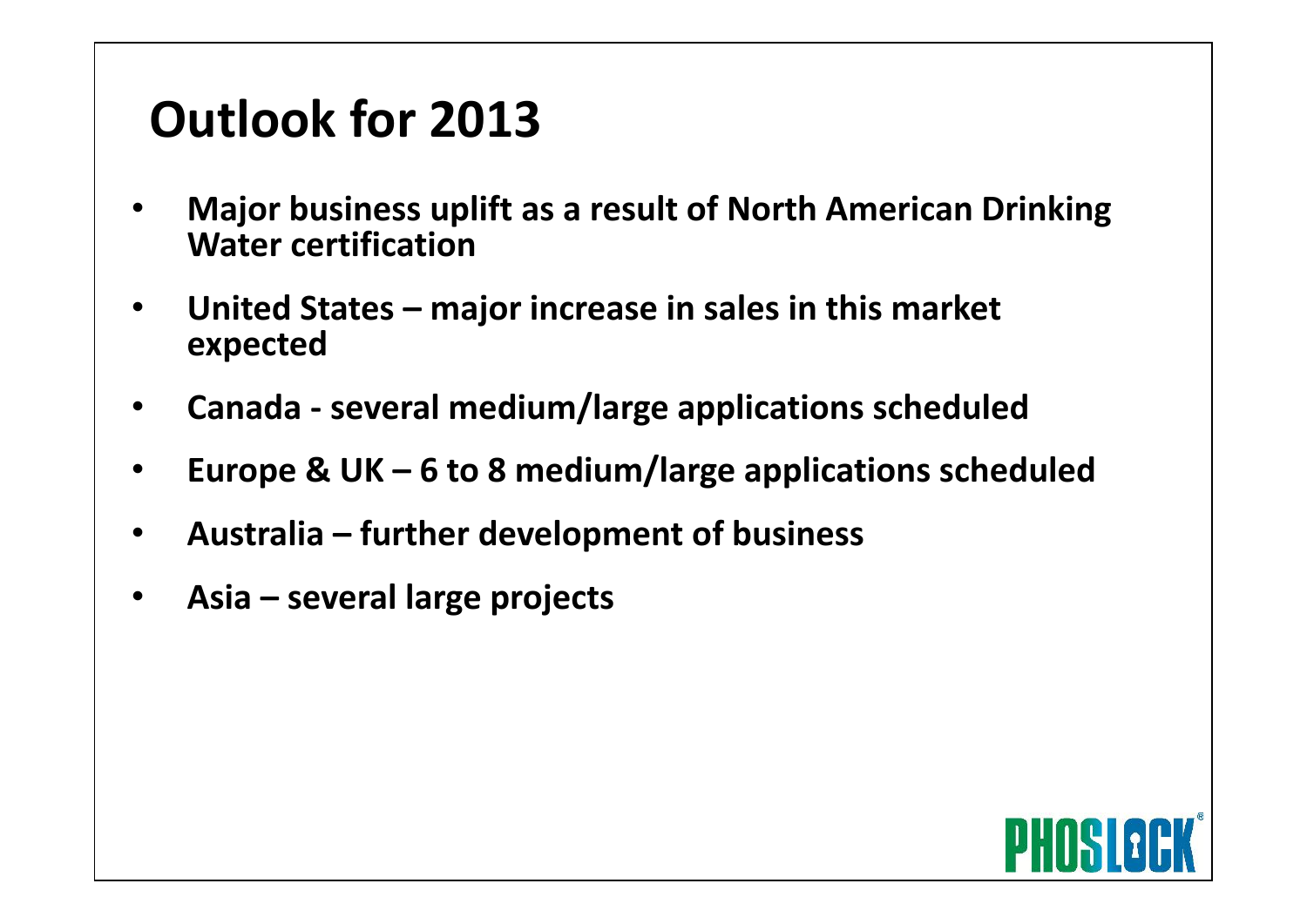# Outlook for 2013

- **Major business uplift as a result of North American Drinking Water certification**
- **United States – major increase in sales in this market expected**
- **Canada - several medium/large applications scheduled**
- **Europe & UK – 6 to 8 medium/large applications scheduled**
- **Australia – further development of business**
- **Asia – several large projects**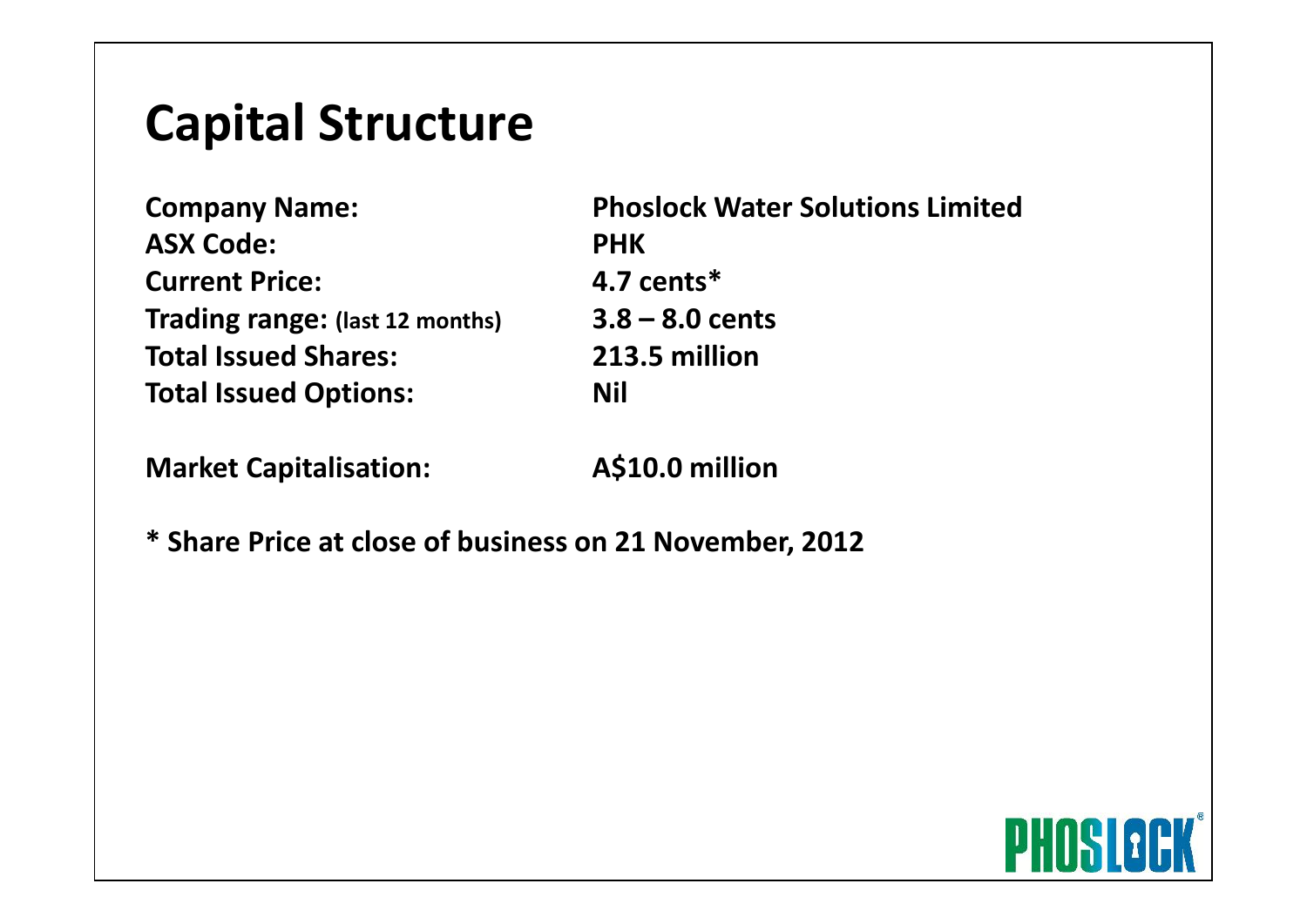# Capital Structure

| | |
|---|---|
| **Company Name:** | **Phoslock Water Solutions Limited** |
| **ASX Code:** | **PHK** |
| **Current Price:** | **4.7 cents*** |
| **Trading range:** (last 12 months) | **3.8 – 8.0 cents** |
| **Total Issued Shares:** | **213.5 million** |
| **Total Issued Options:** | **Nil** |
| **Market Capitalisation:** | **A$10.0 million** |

**\* Share Price at close of business on 21 November, 2012**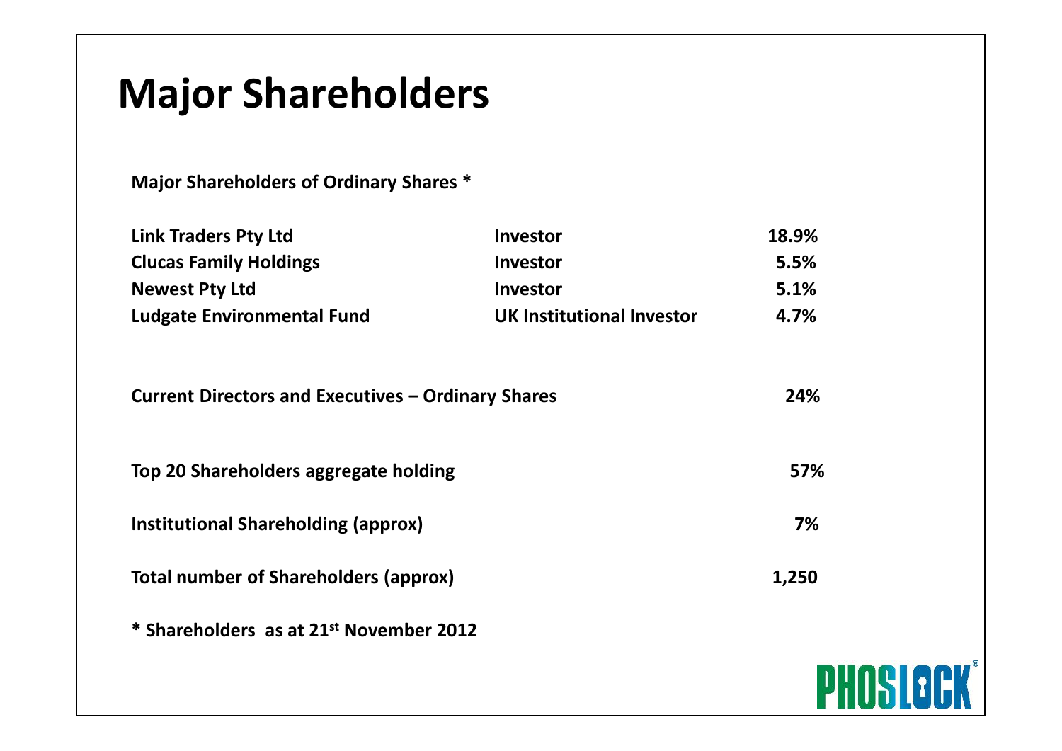# Major Shareholders

**Major Shareholders of Ordinary Shares \***

| | | |
|---|---|---|
| **Link Traders Pty Ltd** | **Investor** | **18.9%** |
| **Clucas Family Holdings** | **Investor** | **5.5%** |
| **Newest Pty Ltd** | **Investor** | **5.1%** |
| **Ludgate Environmental Fund** | **UK Institutional Investor** | **4.7%** |

| | |
|---|---|
| **Current Directors and Executives – Ordinary Shares** | **24%** |
| **Top 20 Shareholders aggregate holding** | **57%** |
| **Institutional Shareholding (approx)** | **7%** |
| **Total number of Shareholders (approx)** | **1,250** |

**\* Shareholders as at 21st November 2012**

PHOSLOCK®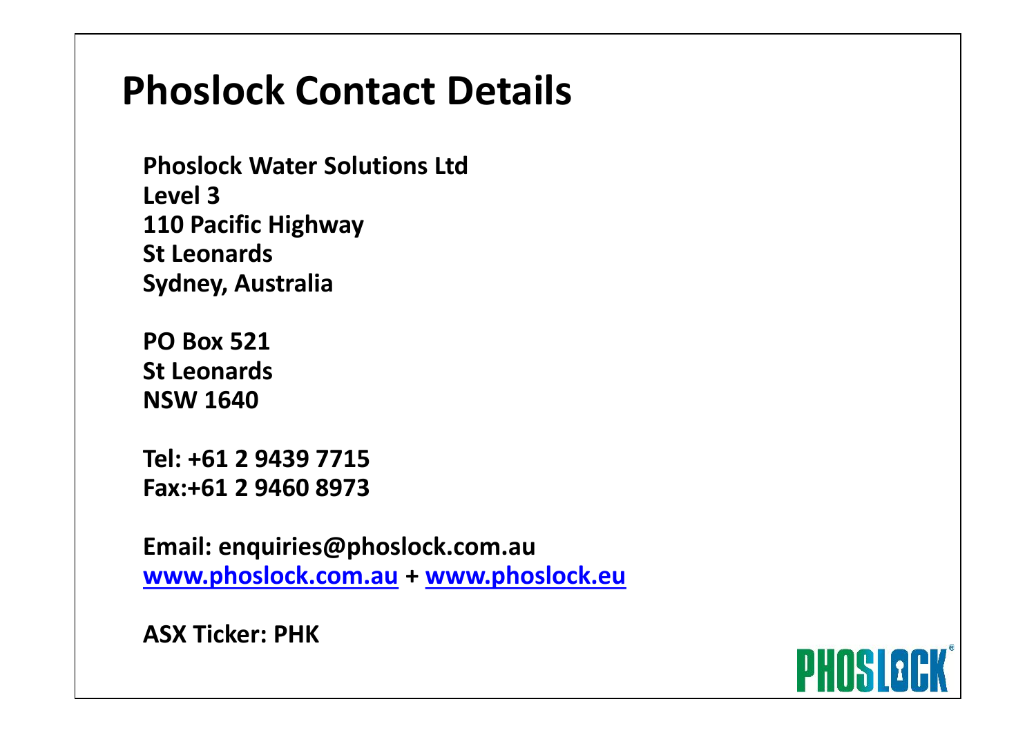# Phoslock Contact Details

**Phoslock Water Solutions Ltd**
**Level 3**
**110 Pacific Highway**
**St Leonards**
**Sydney, Australia**

**PO Box 521**
**St Leonards**
**NSW 1640**

**Tel: +61 2 9439 7715**
**Fax:+61 2 9460 8973**

**Email: enquiries@phoslock.com.au**
**[www.phoslock.com.au](http://www.phoslock.com.au) + [www.phoslock.eu](http://www.phoslock.eu)**

**ASX Ticker: PHK**

PHOSLOCK®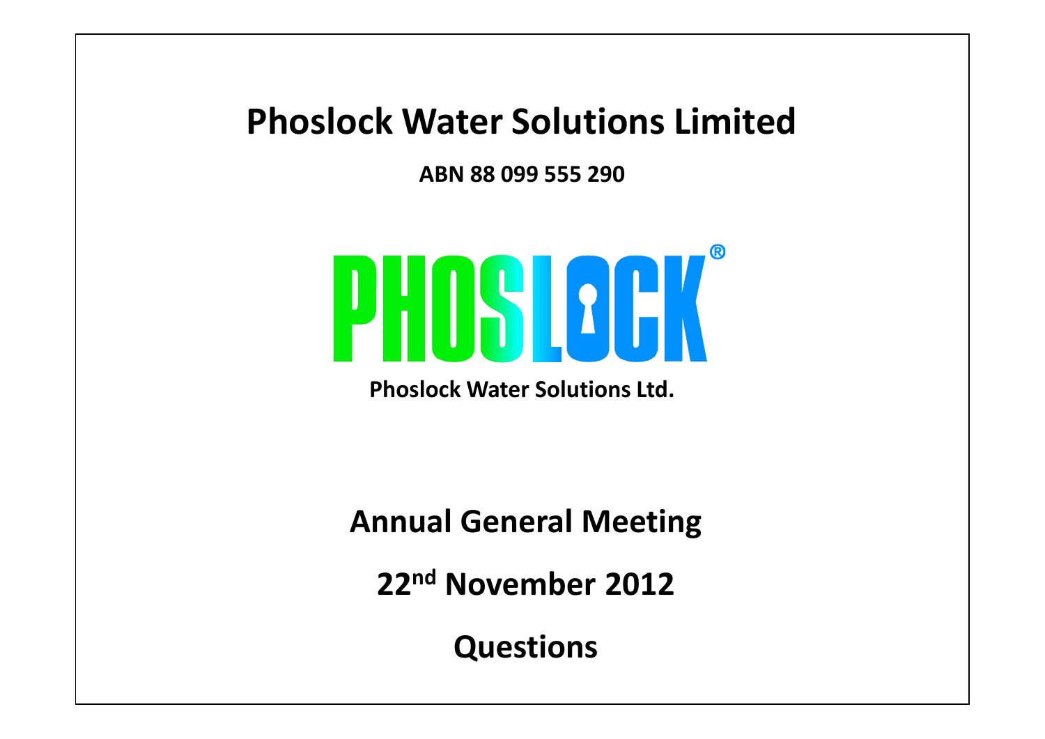# Phoslock Water Solutions Limited

**ABN 88 099 555 290**

PHOSLOCK®

**Phoslock Water Solutions Ltd.**

## Annual General Meeting

## 22nd November 2012

## Questions